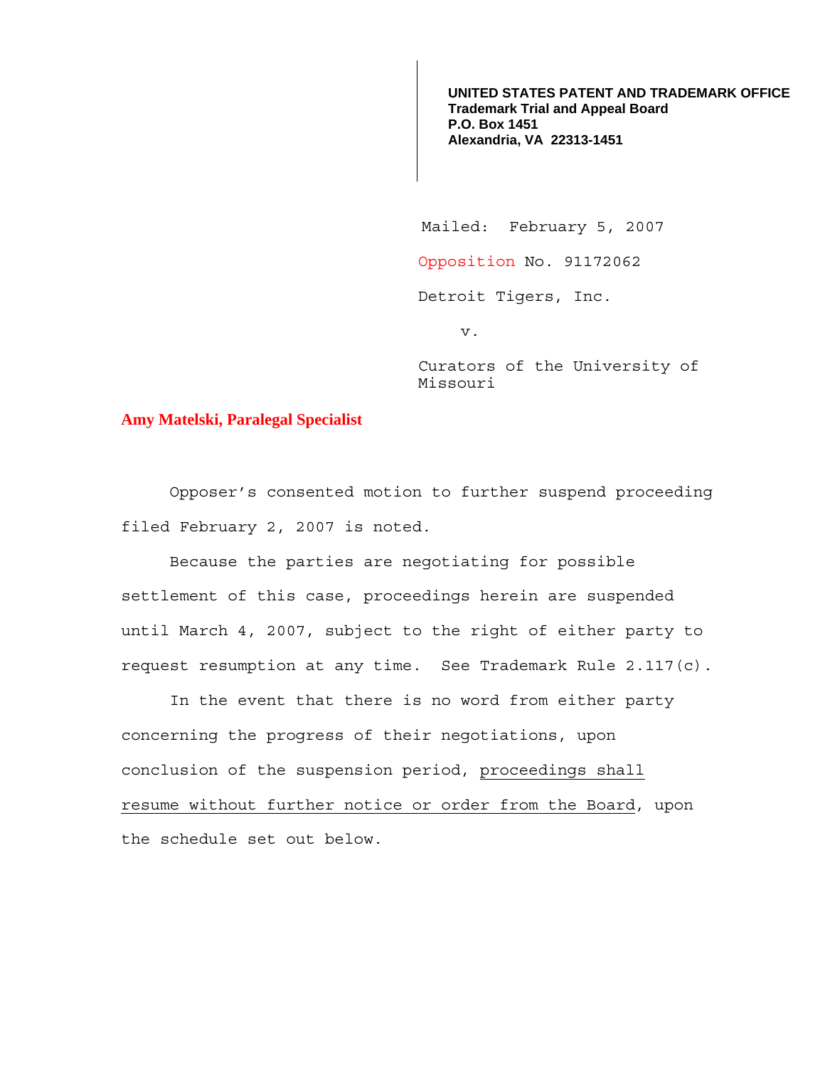**UNITED STATES PATENT AND TRADEMARK OFFICE**
**Trademark Trial and Appeal Board**
**P.O. Box 1451**
**Alexandria, VA 22313-1451**

Mailed: February 5, 2007

Opposition No. 91172062

Detroit Tigers, Inc.

v.

Curators of the University of Missouri

**Amy Matelski, Paralegal Specialist**

Opposer's consented motion to further suspend proceeding filed February 2, 2007 is noted.

Because the parties are negotiating for possible settlement of this case, proceedings herein are suspended until March 4, 2007, subject to the right of either party to request resumption at any time. See Trademark Rule 2.117(c).

In the event that there is no word from either party concerning the progress of their negotiations, upon conclusion of the suspension period, proceedings shall resume without further notice or order from the Board, upon the schedule set out below.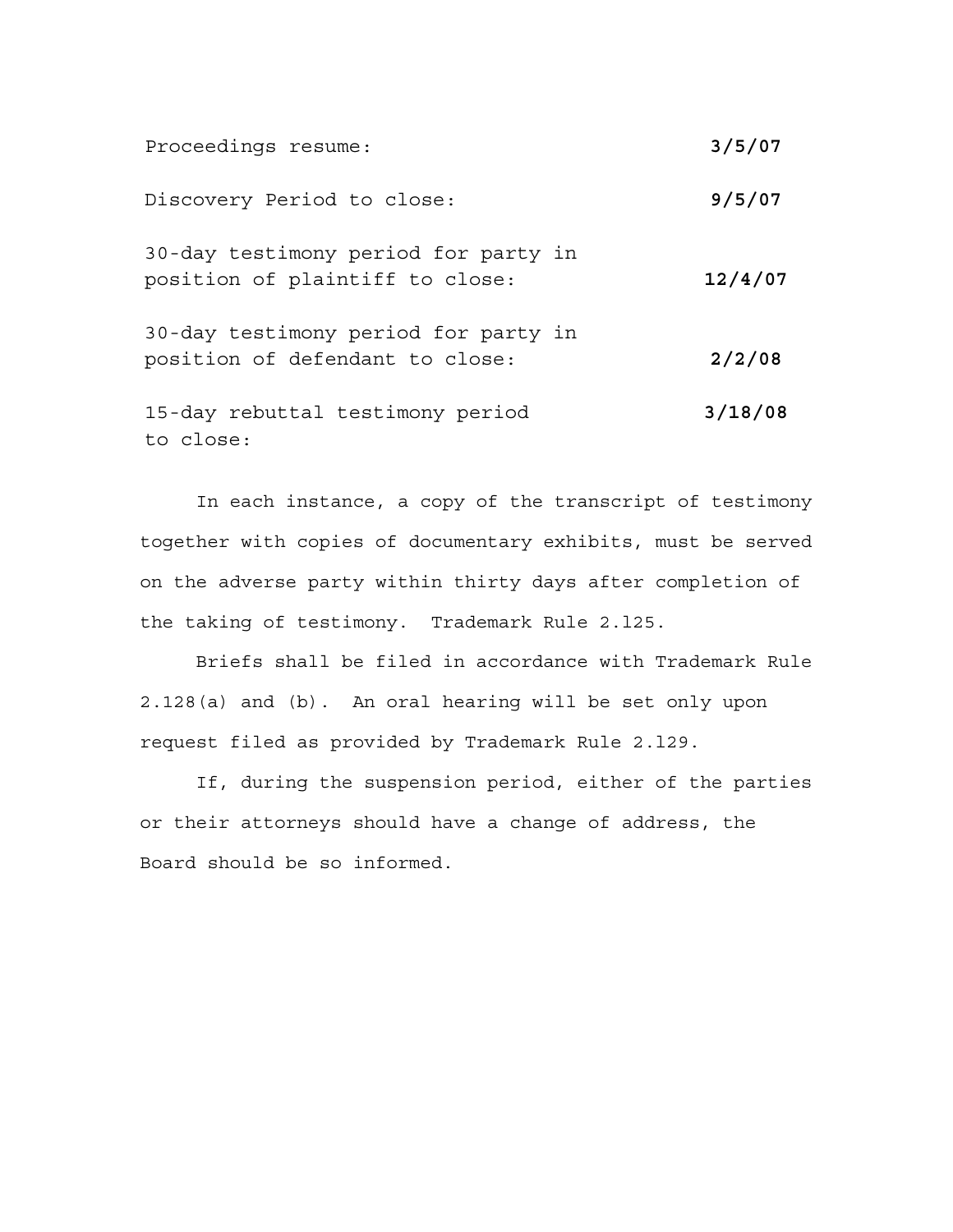| | |
|---|---|
| Proceedings resume: | **3/5/07** |
| Discovery Period to close: | **9/5/07** |
| 30-day testimony period for party in position of plaintiff to close: | **12/4/07** |
| 30-day testimony period for party in position of defendant to close: | **2/2/08** |
| 15-day rebuttal testimony period to close: | **3/18/08** |

In each instance, a copy of the transcript of testimony together with copies of documentary exhibits, must be served on the adverse party within thirty days after completion of the taking of testimony. Trademark Rule 2.l25.

Briefs shall be filed in accordance with Trademark Rule 2.128(a) and (b). An oral hearing will be set only upon request filed as provided by Trademark Rule 2.l29.

If, during the suspension period, either of the parties or their attorneys should have a change of address, the Board should be so informed.